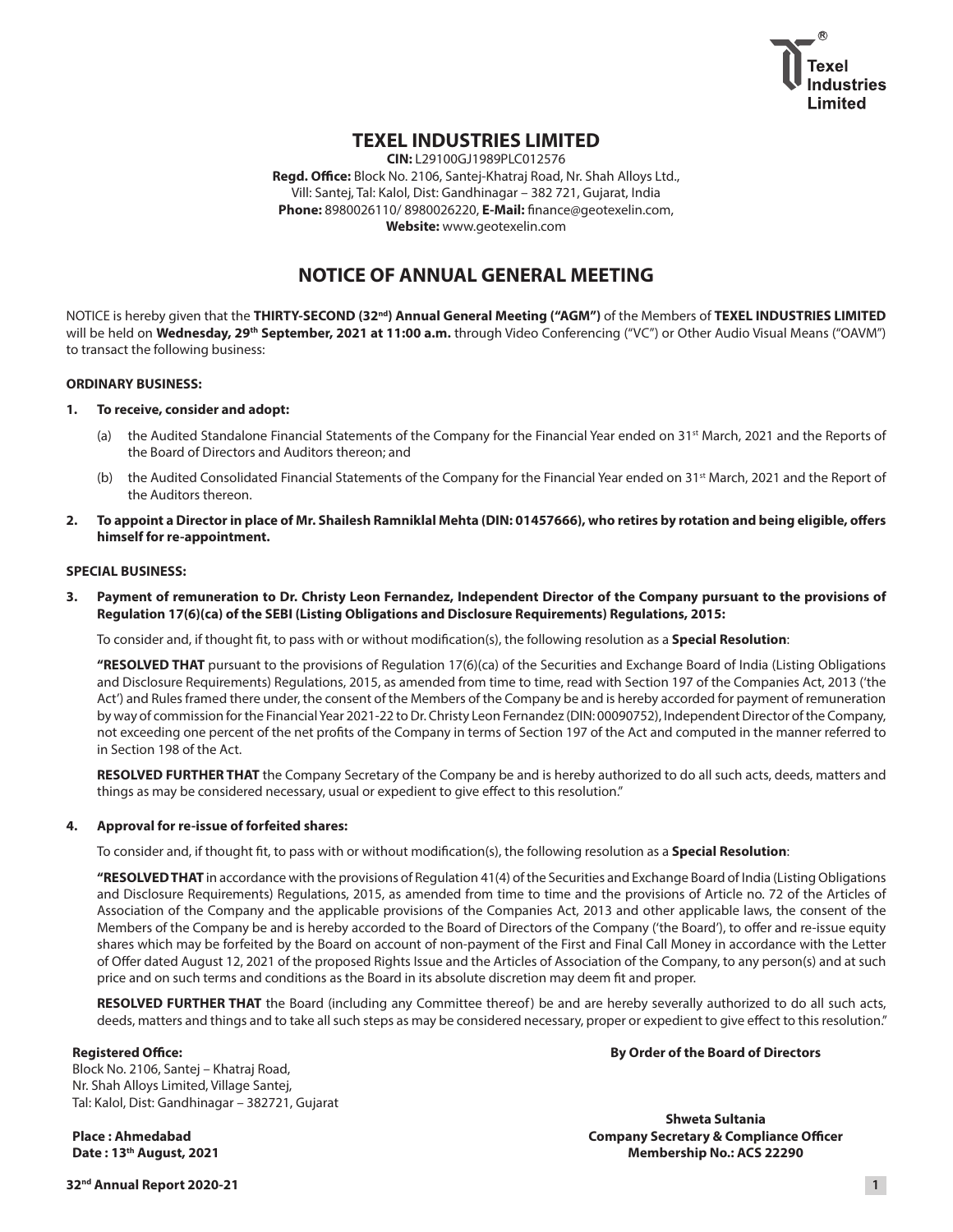# TEXEL INDUSTRIES LIMITED

**CIN:** L29100GJ1989PLC012576
**Regd. Office:** Block No. 2106, Santej-Khatraj Road, Nr. Shah Alloys Ltd.,
Vill: Santej, Tal: Kalol, Dist: Gandhinagar – 382 721, Gujarat, India
**Phone:** 8980026110/ 8980026220, **E-Mail:** finance@geotexelin.com,
**Website:** www.geotexelin.com

## NOTICE OF ANNUAL GENERAL MEETING

NOTICE is hereby given that the **THIRTY-SECOND (32nd) Annual General Meeting ("AGM")** of the Members of **TEXEL INDUSTRIES LIMITED** will be held on **Wednesday, 29th September, 2021 at 11:00 a.m.** through Video Conferencing ("VC") or Other Audio Visual Means ("OAVM") to transact the following business:

**ORDINARY BUSINESS:**

1. **To receive, consider and adopt:**

   (a) the Audited Standalone Financial Statements of the Company for the Financial Year ended on 31st March, 2021 and the Reports of the Board of Directors and Auditors thereon; and

   (b) the Audited Consolidated Financial Statements of the Company for the Financial Year ended on 31st March, 2021 and the Report of the Auditors thereon.

2. **To appoint a Director in place of Mr. Shailesh Ramniklal Mehta (DIN: 01457666), who retires by rotation and being eligible, offers himself for re-appointment.**

**SPECIAL BUSINESS:**

3. **Payment of remuneration to Dr. Christy Leon Fernandez, Independent Director of the Company pursuant to the provisions of Regulation 17(6)(ca) of the SEBI (Listing Obligations and Disclosure Requirements) Regulations, 2015:**

   To consider and, if thought fit, to pass with or without modification(s), the following resolution as a **Special Resolution**:

   **"RESOLVED THAT** pursuant to the provisions of Regulation 17(6)(ca) of the Securities and Exchange Board of India (Listing Obligations and Disclosure Requirements) Regulations, 2015, as amended from time to time, read with Section 197 of the Companies Act, 2013 ('the Act') and Rules framed there under, the consent of the Members of the Company be and is hereby accorded for payment of remuneration by way of commission for the Financial Year 2021-22 to Dr. Christy Leon Fernandez (DIN: 00090752), Independent Director of the Company, not exceeding one percent of the net profits of the Company in terms of Section 197 of the Act and computed in the manner referred to in Section 198 of the Act.

   **RESOLVED FURTHER THAT** the Company Secretary of the Company be and is hereby authorized to do all such acts, deeds, matters and things as may be considered necessary, usual or expedient to give effect to this resolution."

4. **Approval for re-issue of forfeited shares:**

   To consider and, if thought fit, to pass with or without modification(s), the following resolution as a **Special Resolution**:

   **"RESOLVED THAT** in accordance with the provisions of Regulation 41(4) of the Securities and Exchange Board of India (Listing Obligations and Disclosure Requirements) Regulations, 2015, as amended from time to time and the provisions of Article no. 72 of the Articles of Association of the Company and the applicable provisions of the Companies Act, 2013 and other applicable laws, the consent of the Members of the Company be and is hereby accorded to the Board of Directors of the Company ('the Board'), to offer and re-issue equity shares which may be forfeited by the Board on account of non-payment of the First and Final Call Money in accordance with the Letter of Offer dated August 12, 2021 of the proposed Rights Issue and the Articles of Association of the Company, to any person(s) and at such price and on such terms and conditions as the Board in its absolute discretion may deem fit and proper.

   **RESOLVED FURTHER THAT** the Board (including any Committee thereof) be and are hereby severally authorized to do all such acts, deeds, matters and things and to take all such steps as may be considered necessary, proper or expedient to give effect to this resolution."

**Registered Office:**
Block No. 2106, Santej – Khatraj Road,
Nr. Shah Alloys Limited, Village Santej,
Tal: Kalol, Dist: Gandhinagar – 382721, Gujarat

**Place : Ahmedabad**
**Date : 13th August, 2021**

**By Order of the Board of Directors**

**Shweta Sultania**
**Company Secretary & Compliance Officer**
**Membership No.: ACS 22290**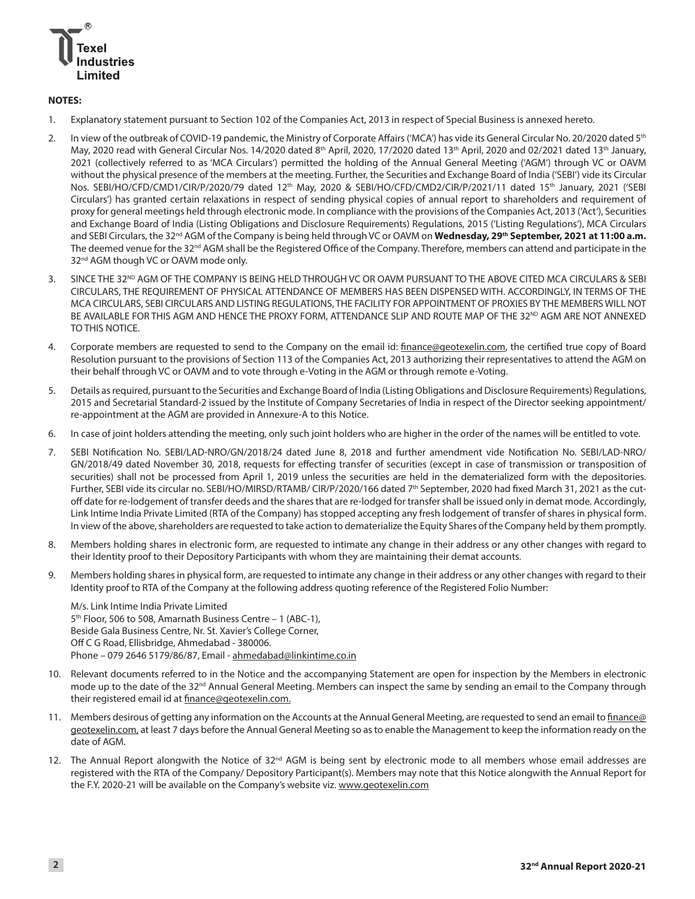**NOTES:**

1. Explanatory statement pursuant to Section 102 of the Companies Act, 2013 in respect of Special Business is annexed hereto.

2. In view of the outbreak of COVID-19 pandemic, the Ministry of Corporate Affairs ('MCA') has vide its General Circular No. 20/2020 dated 5th May, 2020 read with General Circular Nos. 14/2020 dated 8th April, 2020, 17/2020 dated 13th April, 2020 and 02/2021 dated 13th January, 2021 (collectively referred to as 'MCA Circulars') permitted the holding of the Annual General Meeting ('AGM') through VC or OAVM without the physical presence of the members at the meeting. Further, the Securities and Exchange Board of India ('SEBI') vide its Circular Nos. SEBI/HO/CFD/CMD1/CIR/P/2020/79 dated 12th May, 2020 & SEBI/HO/CFD/CMD2/CIR/P/2021/11 dated 15th January, 2021 ('SEBI Circulars') has granted certain relaxations in respect of sending physical copies of annual report to shareholders and requirement of proxy for general meetings held through electronic mode. In compliance with the provisions of the Companies Act, 2013 ('Act'), Securities and Exchange Board of India (Listing Obligations and Disclosure Requirements) Regulations, 2015 ('Listing Regulations'), MCA Circulars and SEBI Circulars, the 32nd AGM of the Company is being held through VC or OAVM on **Wednesday, 29th September, 2021 at 11:00 a.m.** The deemed venue for the 32nd AGM shall be the Registered Office of the Company. Therefore, members can attend and participate in the 32nd AGM though VC or OAVM mode only.

3. SINCE THE 32ND AGM OF THE COMPANY IS BEING HELD THROUGH VC OR OAVM PURSUANT TO THE ABOVE CITED MCA CIRCULARS & SEBI CIRCULARS, THE REQUIREMENT OF PHYSICAL ATTENDANCE OF MEMBERS HAS BEEN DISPENSED WITH. ACCORDINGLY, IN TERMS OF THE MCA CIRCULARS, SEBI CIRCULARS AND LISTING REGULATIONS, THE FACILITY FOR APPOINTMENT OF PROXIES BY THE MEMBERS WILL NOT BE AVAILABLE FOR THIS AGM AND HENCE THE PROXY FORM, ATTENDANCE SLIP AND ROUTE MAP OF THE 32ND AGM ARE NOT ANNEXED TO THIS NOTICE.

4. Corporate members are requested to send to the Company on the email id: finance@geotexelin.com, the certified true copy of Board Resolution pursuant to the provisions of Section 113 of the Companies Act, 2013 authorizing their representatives to attend the AGM on their behalf through VC or OAVM and to vote through e-Voting in the AGM or through remote e-Voting.

5. Details as required, pursuant to the Securities and Exchange Board of India (Listing Obligations and Disclosure Requirements) Regulations, 2015 and Secretarial Standard-2 issued by the Institute of Company Secretaries of India in respect of the Director seeking appointment/ re-appointment at the AGM are provided in Annexure-A to this Notice.

6. In case of joint holders attending the meeting, only such joint holders who are higher in the order of the names will be entitled to vote.

7. SEBI Notification No. SEBI/LAD-NRO/GN/2018/24 dated June 8, 2018 and further amendment vide Notification No. SEBI/LAD-NRO/ GN/2018/49 dated November 30, 2018, requests for effecting transfer of securities (except in case of transmission or transposition of securities) shall not be processed from April 1, 2019 unless the securities are held in the dematerialized form with the depositories. Further, SEBI vide its circular no. SEBI/HO/MIRSD/RTAMB/ CIR/P/2020/166 dated 7th September, 2020 had fixed March 31, 2021 as the cut-off date for re-lodgement of transfer deeds and the shares that are re-lodged for transfer shall be issued only in demat mode. Accordingly, Link Intime India Private Limited (RTA of the Company) has stopped accepting any fresh lodgement of transfer of shares in physical form. In view of the above, shareholders are requested to take action to dematerialize the Equity Shares of the Company held by them promptly.

8. Members holding shares in electronic form, are requested to intimate any change in their address or any other changes with regard to their Identity proof to their Depository Participants with whom they are maintaining their demat accounts.

9. Members holding shares in physical form, are requested to intimate any change in their address or any other changes with regard to their Identity proof to RTA of the Company at the following address quoting reference of the Registered Folio Number:

   M/s. Link Intime India Private Limited
   5th Floor, 506 to 508, Amarnath Business Centre – 1 (ABC-1),
   Beside Gala Business Centre, Nr. St. Xavier's College Corner,
   Off C G Road, Ellisbridge, Ahmedabad - 380006.
   Phone – 079 2646 5179/86/87, Email - ahmedabad@linkintime.co.in

10. Relevant documents referred to in the Notice and the accompanying Statement are open for inspection by the Members in electronic mode up to the date of the 32nd Annual General Meeting. Members can inspect the same by sending an email to the Company through their registered email id at finance@geotexelin.com.

11. Members desirous of getting any information on the Accounts at the Annual General Meeting, are requested to send an email to finance@geotexelin.com, at least 7 days before the Annual General Meeting so as to enable the Management to keep the information ready on the date of AGM.

12. The Annual Report alongwith the Notice of 32nd AGM is being sent by electronic mode to all members whose email addresses are registered with the RTA of the Company/ Depository Participant(s). Members may note that this Notice alongwith the Annual Report for the F.Y. 2020-21 will be available on the Company's website viz. www.geotexelin.com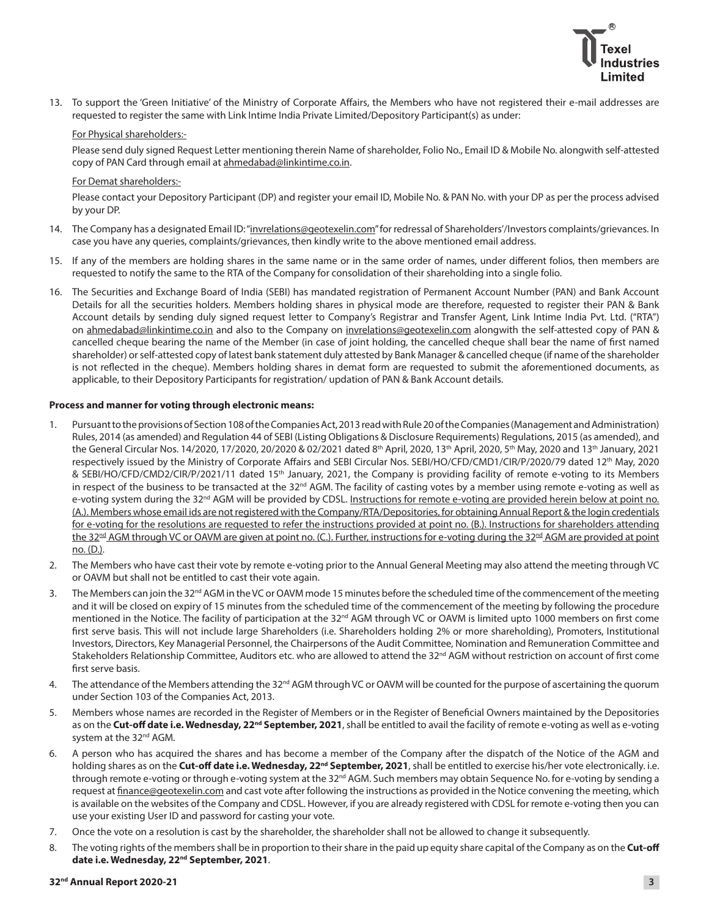13. To support the 'Green Initiative' of the Ministry of Corporate Affairs, the Members who have not registered their e-mail addresses are requested to register the same with Link Intime India Private Limited/Depository Participant(s) as under:

    For Physical shareholders:-

    Please send duly signed Request Letter mentioning therein Name of shareholder, Folio No., Email ID & Mobile No. alongwith self-attested copy of PAN Card through email at ahmedabad@linkintime.co.in.

    For Demat shareholders:-

    Please contact your Depository Participant (DP) and register your email ID, Mobile No. & PAN No. with your DP as per the process advised by your DP.

14. The Company has a designated Email ID: "invrelations@geotexelin.com" for redressal of Shareholders'/Investors complaints/grievances. In case you have any queries, complaints/grievances, then kindly write to the above mentioned email address.

15. If any of the members are holding shares in the same name or in the same order of names, under different folios, then members are requested to notify the same to the RTA of the Company for consolidation of their shareholding into a single folio.

16. The Securities and Exchange Board of India (SEBI) has mandated registration of Permanent Account Number (PAN) and Bank Account Details for all the securities holders. Members holding shares in physical mode are therefore, requested to register their PAN & Bank Account details by sending duly signed request letter to Company's Registrar and Transfer Agent, Link Intime India Pvt. Ltd. ("RTA") on ahmedabad@linkintime.co.in and also to the Company on invrelations@geotexelin.com alongwith the self-attested copy of PAN & cancelled cheque bearing the name of the Member (in case of joint holding, the cancelled cheque shall bear the name of first named shareholder) or self-attested copy of latest bank statement duly attested by Bank Manager & cancelled cheque (if name of the shareholder is not reflected in the cheque). Members holding shares in demat form are requested to submit the aforementioned documents, as applicable, to their Depository Participants for registration/ updation of PAN & Bank Account details.

**Process and manner for voting through electronic means:**

1. Pursuant to the provisions of Section 108 of the Companies Act, 2013 read with Rule 20 of the Companies (Management and Administration) Rules, 2014 (as amended) and Regulation 44 of SEBI (Listing Obligations & Disclosure Requirements) Regulations, 2015 (as amended), and the General Circular Nos. 14/2020, 17/2020, 20/2020 & 02/2021 dated 8th April, 2020, 13th April, 2020, 5th May, 2020 and 13th January, 2021 respectively issued by the Ministry of Corporate Affairs and SEBI Circular Nos. SEBI/HO/CFD/CMD1/CIR/P/2020/79 dated 12th May, 2020 & SEBI/HO/CFD/CMD2/CIR/P/2021/11 dated 15th January, 2021, the Company is providing facility of remote e-voting to its Members in respect of the business to be transacted at the 32nd AGM. The facility of casting votes by a member using remote e-voting as well as e-voting system during the 32nd AGM will be provided by CDSL. Instructions for remote e-voting are provided herein below at point no. (A.). Members whose email ids are not registered with the Company/RTA/Depositories, for obtaining Annual Report & the login credentials for e-voting for the resolutions are requested to refer the instructions provided at point no. (B.). Instructions for shareholders attending the 32nd AGM through VC or OAVM are given at point no. (C.). Further, instructions for e-voting during the 32nd AGM are provided at point no. (D.).

2. The Members who have cast their vote by remote e-voting prior to the Annual General Meeting may also attend the meeting through VC or OAVM but shall not be entitled to cast their vote again.

3. The Members can join the 32nd AGM in the VC or OAVM mode 15 minutes before the scheduled time of the commencement of the meeting and it will be closed on expiry of 15 minutes from the scheduled time of the commencement of the meeting by following the procedure mentioned in the Notice. The facility of participation at the 32nd AGM through VC or OAVM is limited upto 1000 members on first come first serve basis. This will not include large Shareholders (i.e. Shareholders holding 2% or more shareholding), Promoters, Institutional Investors, Directors, Key Managerial Personnel, the Chairpersons of the Audit Committee, Nomination and Remuneration Committee and Stakeholders Relationship Committee, Auditors etc. who are allowed to attend the 32nd AGM without restriction on account of first come first serve basis.

4. The attendance of the Members attending the 32nd AGM through VC or OAVM will be counted for the purpose of ascertaining the quorum under Section 103 of the Companies Act, 2013.

5. Members whose names are recorded in the Register of Members or in the Register of Beneficial Owners maintained by the Depositories as on the **Cut-off date i.e. Wednesday, 22nd September, 2021**, shall be entitled to avail the facility of remote e-voting as well as e-voting system at the 32nd AGM.

6. A person who has acquired the shares and has become a member of the Company after the dispatch of the Notice of the AGM and holding shares as on the **Cut-off date i.e. Wednesday, 22nd September, 2021**, shall be entitled to exercise his/her vote electronically. i.e. through remote e-voting or through e-voting system at the 32nd AGM. Such members may obtain Sequence No. for e-voting by sending a request at finance@geotexelin.com and cast vote after following the instructions as provided in the Notice convening the meeting, which is available on the websites of the Company and CDSL. However, if you are already registered with CDSL for remote e-voting then you can use your existing User ID and password for casting your vote.

7. Once the vote on a resolution is cast by the shareholder, the shareholder shall not be allowed to change it subsequently.

8. The voting rights of the members shall be in proportion to their share in the paid up equity share capital of the Company as on the **Cut-off date i.e. Wednesday, 22nd September, 2021**.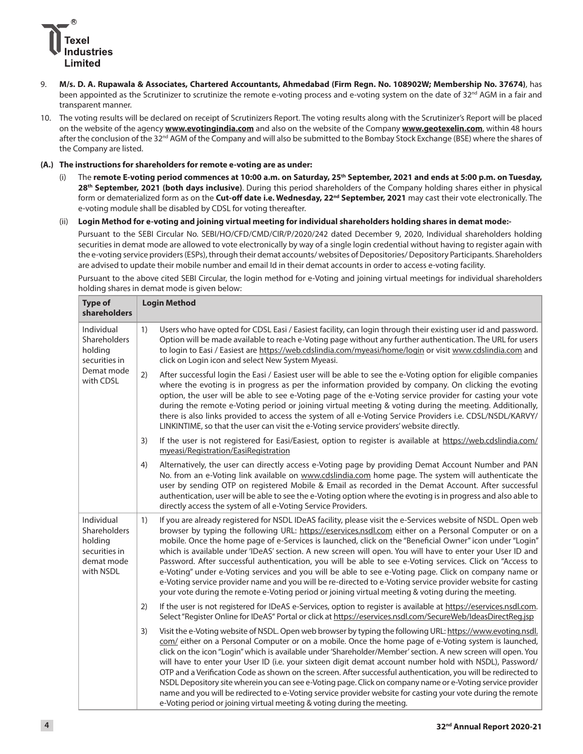9. **M/s. D. A. Rupawala & Associates, Chartered Accountants, Ahmedabad (Firm Regn. No. 108902W; Membership No. 37674)**, has been appointed as the Scrutinizer to scrutinize the remote e-voting process and e-voting system on the date of 32nd AGM in a fair and transparent manner.

10. The voting results will be declared on receipt of Scrutinizers Report. The voting results along with the Scrutinizer's Report will be placed on the website of the agency **www.evotingindia.com** and also on the website of the Company **www.geotexelin.com**, within 48 hours after the conclusion of the 32nd AGM of the Company and will also be submitted to the Bombay Stock Exchange (BSE) where the shares of the Company are listed.

**(A.) The instructions for shareholders for remote e-voting are as under:**

(i) The **remote E-voting period commences at 10:00 a.m. on Saturday, 25th September, 2021 and ends at 5:00 p.m. on Tuesday, 28th September, 2021 (both days inclusive)**. During this period shareholders of the Company holding shares either in physical form or dematerialized form as on the **Cut-off date i.e. Wednesday, 22nd September, 2021** may cast their vote electronically. The e-voting module shall be disabled by CDSL for voting thereafter.

(ii) **Login Method for e-voting and joining virtual meeting for individual shareholders holding shares in demat mode:-**

Pursuant to the SEBI Circular No. SEBI/HO/CFD/CMD/CIR/P/2020/242 dated December 9, 2020, Individual shareholders holding securities in demat mode are allowed to vote electronically by way of a single login credential without having to register again with the e-voting service providers (ESPs), through their demat accounts/ websites of Depositories/ Depository Participants. Shareholders are advised to update their mobile number and email Id in their demat accounts in order to access e-voting facility.

Pursuant to the above cited SEBI Circular, the login method for e-Voting and joining virtual meetings for individual shareholders holding shares in demat mode is given below:

| Type of shareholders | Login Method |
|---|---|
| Individual Shareholders holding securities in Demat mode with CDSL | 1) Users who have opted for CDSL Easi / Easiest facility, can login through their existing user id and password. Option will be made available to reach e-Voting page without any further authentication. The URL for users to login to Easi / Easiest are https://web.cdslindia.com/myeasi/home/login or visit www.cdslindia.com and click on Login icon and select New System Myeasi. |
| | 2) After successful login the Easi / Easiest user will be able to see the e-Voting option for eligible companies where the evoting is in progress as per the information provided by company. On clicking the evoting option, the user will be able to see e-Voting page of the e-Voting service provider for casting your vote during the remote e-Voting period or joining virtual meeting & voting during the meeting. Additionally, there is also links provided to access the system of all e-Voting Service Providers i.e. CDSL/NSDL/KARVY/LINKINTIME, so that the user can visit the e-Voting service providers' website directly. |
| | 3) If the user is not registered for Easi/Easiest, option to register is available at https://web.cdslindia.com/myeasi/Registration/EasiRegistration |
| | 4) Alternatively, the user can directly access e-Voting page by providing Demat Account Number and PAN No. from an e-Voting link available on www.cdslindia.com home page. The system will authenticate the user by sending OTP on registered Mobile & Email as recorded in the Demat Account. After successful authentication, user will be able to see the e-Voting option where the evoting is in progress and also able to directly access the system of all e-Voting Service Providers. |
| Individual Shareholders holding securities in demat mode with NSDL | 1) If you are already registered for NSDL IDeAS facility, please visit the e-Services website of NSDL. Open web browser by typing the following URL: https://eservices.nsdl.com either on a Personal Computer or on a mobile. Once the home page of e-Services is launched, click on the "Beneficial Owner" icon under "Login" which is available under 'IDeAS' section. A new screen will open. You will have to enter your User ID and Password. After successful authentication, you will be able to see e-Voting services. Click on "Access to e-Voting" under e-Voting services and you will be able to see e-Voting page. Click on company name or e-Voting service provider name and you will be re-directed to e-Voting service provider website for casting your vote during the remote e-Voting period or joining virtual meeting & voting during the meeting. |
| | 2) If the user is not registered for IDeAS e-Services, option to register is available at https://eservices.nsdl.com. Select "Register Online for IDeAS" Portal or click at https://eservices.nsdl.com/SecureWeb/IdeasDirectReg.jsp |
| | 3) Visit the e-Voting website of NSDL. Open web browser by typing the following URL: https://www.evoting.nsdl.com/ either on a Personal Computer or on a mobile. Once the home page of e-Voting system is launched, click on the icon "Login" which is available under 'Shareholder/Member' section. A new screen will open. You will have to enter your User ID (i.e. your sixteen digit demat account number hold with NSDL), Password/OTP and a Verification Code as shown on the screen. After successful authentication, you will be redirected to NSDL Depository site wherein you can see e-Voting page. Click on company name or e-Voting service provider name and you will be redirected to e-Voting service provider website for casting your vote during the remote e-Voting period or joining virtual meeting & voting during the meeting. |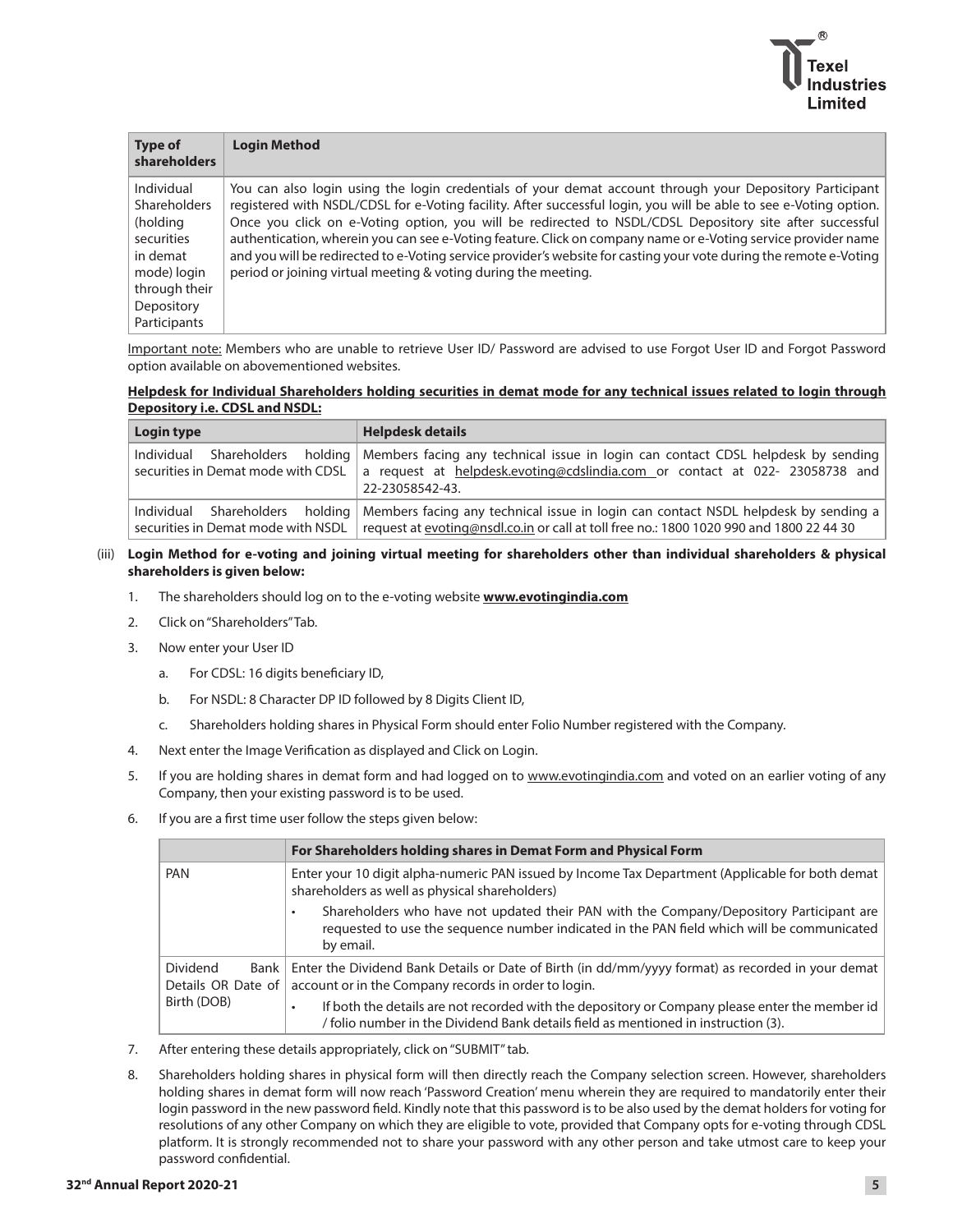| Type of shareholders | Login Method |
|---|---|
| Individual Shareholders (holding securities in demat mode) login through their Depository Participants | You can also login using the login credentials of your demat account through your Depository Participant registered with NSDL/CDSL for e-Voting facility. After successful login, you will be able to see e-Voting option. Once you click on e-Voting option, you will be redirected to NSDL/CDSL Depository site after successful authentication, wherein you can see e-Voting feature. Click on company name or e-Voting service provider name and you will be redirected to e-Voting service provider's website for casting your vote during the remote e-Voting period or joining virtual meeting & voting during the meeting. |

Important note: Members who are unable to retrieve User ID/ Password are advised to use Forgot User ID and Forgot Password option available on abovementioned websites.

**Helpdesk for Individual Shareholders holding securities in demat mode for any technical issues related to login through Depository i.e. CDSL and NSDL:**

| Login type | Helpdesk details |
|---|---|
| Individual Shareholders holding securities in Demat mode with CDSL | Members facing any technical issue in login can contact CDSL helpdesk by sending a request at helpdesk.evoting@cdslindia.com or contact at 022- 23058738 and 22-23058542-43. |
| Individual Shareholders holding securities in Demat mode with NSDL | Members facing any technical issue in login can contact NSDL helpdesk by sending a request at evoting@nsdl.co.in or call at toll free no.: 1800 1020 990 and 1800 22 44 30 |

(iii) **Login Method for e-voting and joining virtual meeting for shareholders other than individual shareholders & physical shareholders is given below:**

1. The shareholders should log on to the e-voting website **www.evotingindia.com**
2. Click on "Shareholders" Tab.
3. Now enter your User ID
   a. For CDSL: 16 digits beneficiary ID,
   b. For NSDL: 8 Character DP ID followed by 8 Digits Client ID,
   c. Shareholders holding shares in Physical Form should enter Folio Number registered with the Company.
4. Next enter the Image Verification as displayed and Click on Login.
5. If you are holding shares in demat form and had logged on to www.evotingindia.com and voted on an earlier voting of any Company, then your existing password is to be used.
6. If you are a first time user follow the steps given below:

| | For Shareholders holding shares in Demat Form and Physical Form |
|---|---|
| PAN | Enter your 10 digit alpha-numeric PAN issued by Income Tax Department (Applicable for both demat shareholders as well as physical shareholders)<br>• Shareholders who have not updated their PAN with the Company/Depository Participant are requested to use the sequence number indicated in the PAN field which will be communicated by email. |
| Dividend Bank Details OR Date of Birth (DOB) | Enter the Dividend Bank Details or Date of Birth (in dd/mm/yyyy format) as recorded in your demat account or in the Company records in order to login.<br>• If both the details are not recorded with the depository or Company please enter the member id / folio number in the Dividend Bank details field as mentioned in instruction (3). |

7. After entering these details appropriately, click on "SUBMIT" tab.
8. Shareholders holding shares in physical form will then directly reach the Company selection screen. However, shareholders holding shares in demat form will now reach 'Password Creation' menu wherein they are required to mandatorily enter their login password in the new password field. Kindly note that this password is to be also used by the demat holders for voting for resolutions of any other Company on which they are eligible to vote, provided that Company opts for e-voting through CDSL platform. It is strongly recommended not to share your password with any other person and take utmost care to keep your password confidential.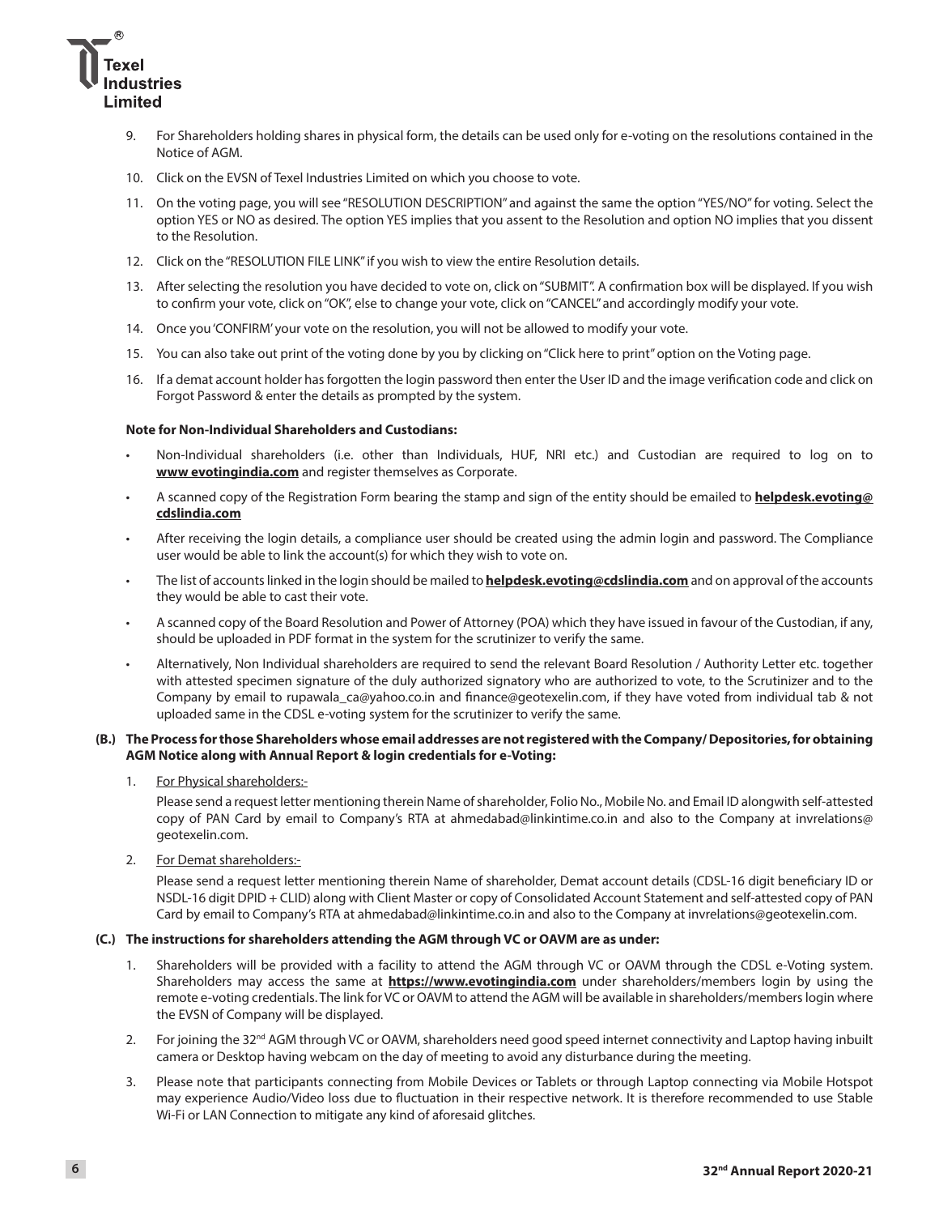9. For Shareholders holding shares in physical form, the details can be used only for e-voting on the resolutions contained in the Notice of AGM.
10. Click on the EVSN of Texel Industries Limited on which you choose to vote.
11. On the voting page, you will see "RESOLUTION DESCRIPTION" and against the same the option "YES/NO" for voting. Select the option YES or NO as desired. The option YES implies that you assent to the Resolution and option NO implies that you dissent to the Resolution.
12. Click on the "RESOLUTION FILE LINK" if you wish to view the entire Resolution details.
13. After selecting the resolution you have decided to vote on, click on "SUBMIT". A confirmation box will be displayed. If you wish to confirm your vote, click on "OK", else to change your vote, click on "CANCEL" and accordingly modify your vote.
14. Once you 'CONFIRM' your vote on the resolution, you will not be allowed to modify your vote.
15. You can also take out print of the voting done by you by clicking on "Click here to print" option on the Voting page.
16. If a demat account holder has forgotten the login password then enter the User ID and the image verification code and click on Forgot Password & enter the details as prompted by the system.

**Note for Non-Individual Shareholders and Custodians:**

- Non-Individual shareholders (i.e. other than Individuals, HUF, NRI etc.) and Custodian are required to log on to **www evotingindia.com** and register themselves as Corporate.
- A scanned copy of the Registration Form bearing the stamp and sign of the entity should be emailed to **helpdesk.evoting@cdslindia.com**
- After receiving the login details, a compliance user should be created using the admin login and password. The Compliance user would be able to link the account(s) for which they wish to vote on.
- The list of accounts linked in the login should be mailed to **helpdesk.evoting@cdslindia.com** and on approval of the accounts they would be able to cast their vote.
- A scanned copy of the Board Resolution and Power of Attorney (POA) which they have issued in favour of the Custodian, if any, should be uploaded in PDF format in the system for the scrutinizer to verify the same.
- Alternatively, Non Individual shareholders are required to send the relevant Board Resolution / Authority Letter etc. together with attested specimen signature of the duly authorized signatory who are authorized to vote, to the Scrutinizer and to the Company by email to rupawala_ca@yahoo.co.in and finance@geotexelin.com, if they have voted from individual tab & not uploaded same in the CDSL e-voting system for the scrutinizer to verify the same.

**(B.) The Process for those Shareholders whose email addresses are not registered with the Company/ Depositories, for obtaining AGM Notice along with Annual Report & login credentials for e-Voting:**

1. For Physical shareholders:-

   Please send a request letter mentioning therein Name of shareholder, Folio No., Mobile No. and Email ID alongwith self-attested copy of PAN Card by email to Company's RTA at ahmedabad@linkintime.co.in and also to the Company at invrelations@geotexelin.com.

2. For Demat shareholders:-

   Please send a request letter mentioning therein Name of shareholder, Demat account details (CDSL-16 digit beneficiary ID or NSDL-16 digit DPID + CLID) along with Client Master or copy of Consolidated Account Statement and self-attested copy of PAN Card by email to Company's RTA at ahmedabad@linkintime.co.in and also to the Company at invrelations@geotexelin.com.

**(C.) The instructions for shareholders attending the AGM through VC or OAVM are as under:**

1. Shareholders will be provided with a facility to attend the AGM through VC or OAVM through the CDSL e-Voting system. Shareholders may access the same at **https://www.evotingindia.com** under shareholders/members login by using the remote e-voting credentials. The link for VC or OAVM to attend the AGM will be available in shareholders/members login where the EVSN of Company will be displayed.
2. For joining the 32nd AGM through VC or OAVM, shareholders need good speed internet connectivity and Laptop having inbuilt camera or Desktop having webcam on the day of meeting to avoid any disturbance during the meeting.
3. Please note that participants connecting from Mobile Devices or Tablets or through Laptop connecting via Mobile Hotspot may experience Audio/Video loss due to fluctuation in their respective network. It is therefore recommended to use Stable Wi-Fi or LAN Connection to mitigate any kind of aforesaid glitches.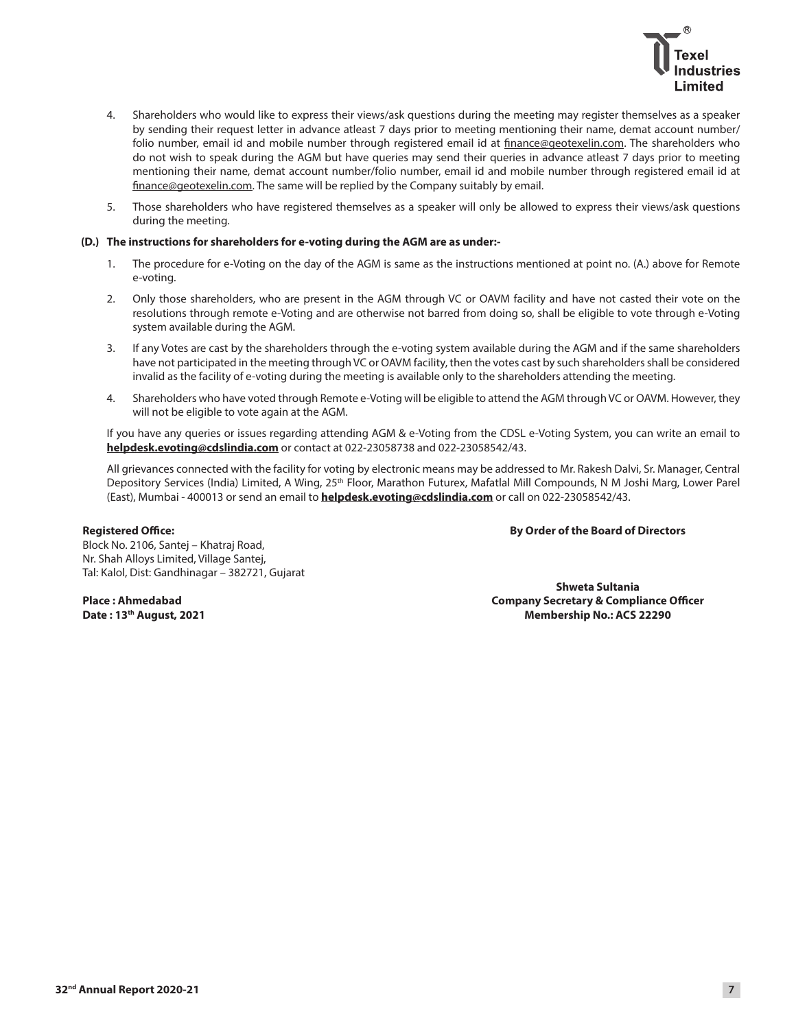4. Shareholders who would like to express their views/ask questions during the meeting may register themselves as a speaker by sending their request letter in advance atleast 7 days prior to meeting mentioning their name, demat account number/folio number, email id and mobile number through registered email id at finance@geotexelin.com. The shareholders who do not wish to speak during the AGM but have queries may send their queries in advance atleast 7 days prior to meeting mentioning their name, demat account number/folio number, email id and mobile number through registered email id at finance@geotexelin.com. The same will be replied by the Company suitably by email.

5. Those shareholders who have registered themselves as a speaker will only be allowed to express their views/ask questions during the meeting.

**(D.) The instructions for shareholders for e-voting during the AGM are as under:-**

1. The procedure for e-Voting on the day of the AGM is same as the instructions mentioned at point no. (A.) above for Remote e-voting.

2. Only those shareholders, who are present in the AGM through VC or OAVM facility and have not casted their vote on the resolutions through remote e-Voting and are otherwise not barred from doing so, shall be eligible to vote through e-Voting system available during the AGM.

3. If any Votes are cast by the shareholders through the e-voting system available during the AGM and if the same shareholders have not participated in the meeting through VC or OAVM facility, then the votes cast by such shareholders shall be considered invalid as the facility of e-voting during the meeting is available only to the shareholders attending the meeting.

4. Shareholders who have voted through Remote e-Voting will be eligible to attend the AGM through VC or OAVM. However, they will not be eligible to vote again at the AGM.

If you have any queries or issues regarding attending AGM & e-Voting from the CDSL e-Voting System, you can write an email to **helpdesk.evoting@cdslindia.com** or contact at 022-23058738 and 022-23058542/43.

All grievances connected with the facility for voting by electronic means may be addressed to Mr. Rakesh Dalvi, Sr. Manager, Central Depository Services (India) Limited, A Wing, 25th Floor, Marathon Futurex, Mafatlal Mill Compounds, N M Joshi Marg, Lower Parel (East), Mumbai - 400013 or send an email to **helpdesk.evoting@cdslindia.com** or call on 022-23058542/43.

**Registered Office:**
Block No. 2106, Santej – Khatraj Road,
Nr. Shah Alloys Limited, Village Santej,
Tal: Kalol, Dist: Gandhinagar – 382721, Gujarat

**By Order of the Board of Directors**

**Place : Ahmedabad**
**Date : 13th August, 2021**

**Shweta Sultania**
**Company Secretary & Compliance Officer**
**Membership No.: ACS 22290**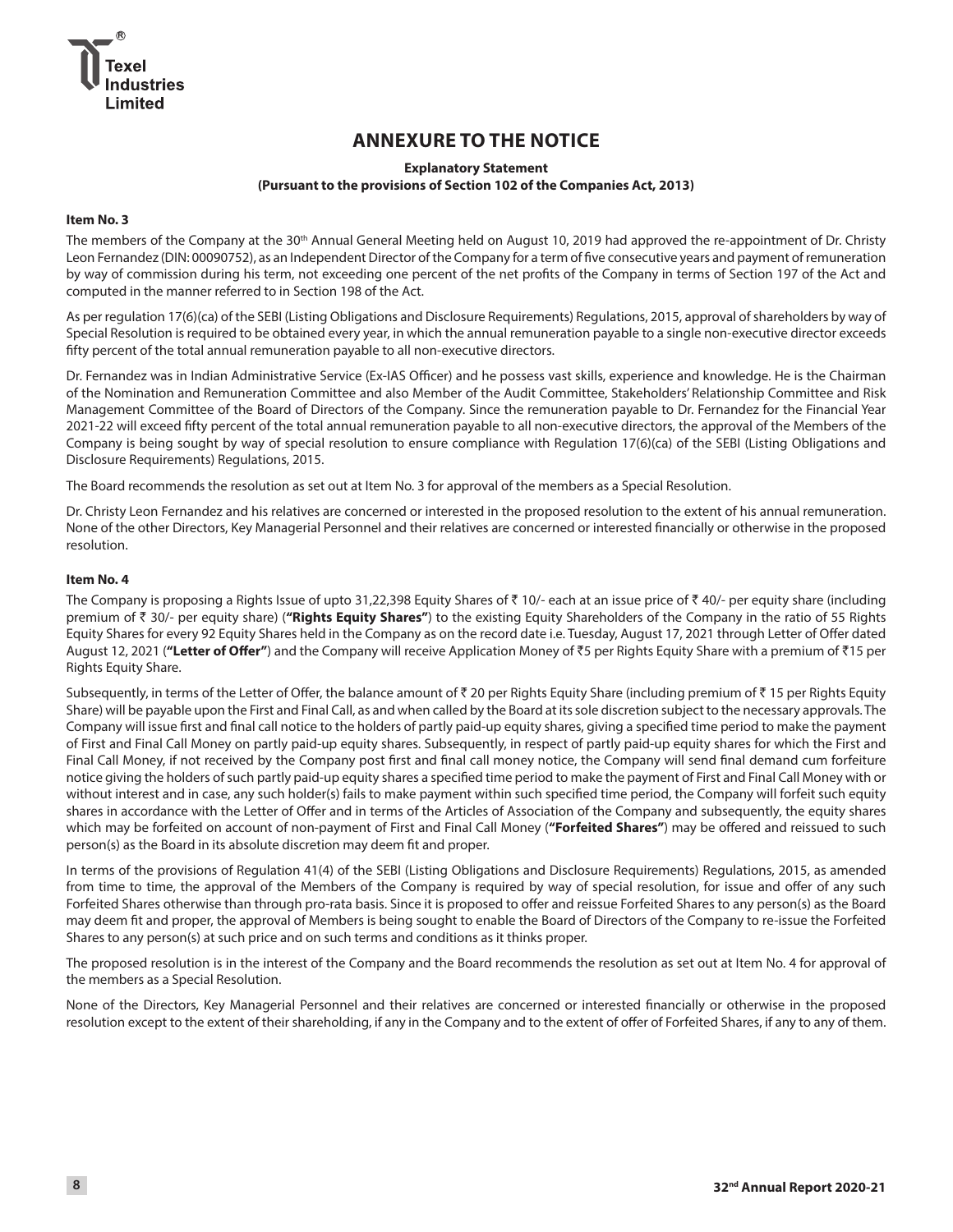# ANNEXURE TO THE NOTICE

**Explanatory Statement**
**(Pursuant to the provisions of Section 102 of the Companies Act, 2013)**

**Item No. 3**

The members of the Company at the 30th Annual General Meeting held on August 10, 2019 had approved the re-appointment of Dr. Christy Leon Fernandez (DIN: 00090752), as an Independent Director of the Company for a term of five consecutive years and payment of remuneration by way of commission during his term, not exceeding one percent of the net profits of the Company in terms of Section 197 of the Act and computed in the manner referred to in Section 198 of the Act.

As per regulation 17(6)(ca) of the SEBI (Listing Obligations and Disclosure Requirements) Regulations, 2015, approval of shareholders by way of Special Resolution is required to be obtained every year, in which the annual remuneration payable to a single non-executive director exceeds fifty percent of the total annual remuneration payable to all non-executive directors.

Dr. Fernandez was in Indian Administrative Service (Ex-IAS Officer) and he possess vast skills, experience and knowledge. He is the Chairman of the Nomination and Remuneration Committee and also Member of the Audit Committee, Stakeholders' Relationship Committee and Risk Management Committee of the Board of Directors of the Company. Since the remuneration payable to Dr. Fernandez for the Financial Year 2021-22 will exceed fifty percent of the total annual remuneration payable to all non-executive directors, the approval of the Members of the Company is being sought by way of special resolution to ensure compliance with Regulation 17(6)(ca) of the SEBI (Listing Obligations and Disclosure Requirements) Regulations, 2015.

The Board recommends the resolution as set out at Item No. 3 for approval of the members as a Special Resolution.

Dr. Christy Leon Fernandez and his relatives are concerned or interested in the proposed resolution to the extent of his annual remuneration. None of the other Directors, Key Managerial Personnel and their relatives are concerned or interested financially or otherwise in the proposed resolution.

**Item No. 4**

The Company is proposing a Rights Issue of upto 31,22,398 Equity Shares of ₹ 10/- each at an issue price of ₹ 40/- per equity share (including premium of ₹ 30/- per equity share) (**"Rights Equity Shares"**) to the existing Equity Shareholders of the Company in the ratio of 55 Rights Equity Shares for every 92 Equity Shares held in the Company as on the record date i.e. Tuesday, August 17, 2021 through Letter of Offer dated August 12, 2021 (**"Letter of Offer"**) and the Company will receive Application Money of ₹5 per Rights Equity Share with a premium of ₹15 per Rights Equity Share.

Subsequently, in terms of the Letter of Offer, the balance amount of ₹ 20 per Rights Equity Share (including premium of ₹ 15 per Rights Equity Share) will be payable upon the First and Final Call, as and when called by the Board at its sole discretion subject to the necessary approvals. The Company will issue first and final call notice to the holders of partly paid-up equity shares, giving a specified time period to make the payment of First and Final Call Money on partly paid-up equity shares. Subsequently, in respect of partly paid-up equity shares for which the First and Final Call Money, if not received by the Company post first and final call money notice, the Company will send final demand cum forfeiture notice giving the holders of such partly paid-up equity shares a specified time period to make the payment of First and Final Call Money with or without interest and in case, any such holder(s) fails to make payment within such specified time period, the Company will forfeit such equity shares in accordance with the Letter of Offer and in terms of the Articles of Association of the Company and subsequently, the equity shares which may be forfeited on account of non-payment of First and Final Call Money (**"Forfeited Shares"**) may be offered and reissued to such person(s) as the Board in its absolute discretion may deem fit and proper.

In terms of the provisions of Regulation 41(4) of the SEBI (Listing Obligations and Disclosure Requirements) Regulations, 2015, as amended from time to time, the approval of the Members of the Company is required by way of special resolution, for issue and offer of any such Forfeited Shares otherwise than through pro-rata basis. Since it is proposed to offer and reissue Forfeited Shares to any person(s) as the Board may deem fit and proper, the approval of Members is being sought to enable the Board of Directors of the Company to re-issue the Forfeited Shares to any person(s) at such price and on such terms and conditions as it thinks proper.

The proposed resolution is in the interest of the Company and the Board recommends the resolution as set out at Item No. 4 for approval of the members as a Special Resolution.

None of the Directors, Key Managerial Personnel and their relatives are concerned or interested financially or otherwise in the proposed resolution except to the extent of their shareholding, if any in the Company and to the extent of offer of Forfeited Shares, if any to any of them.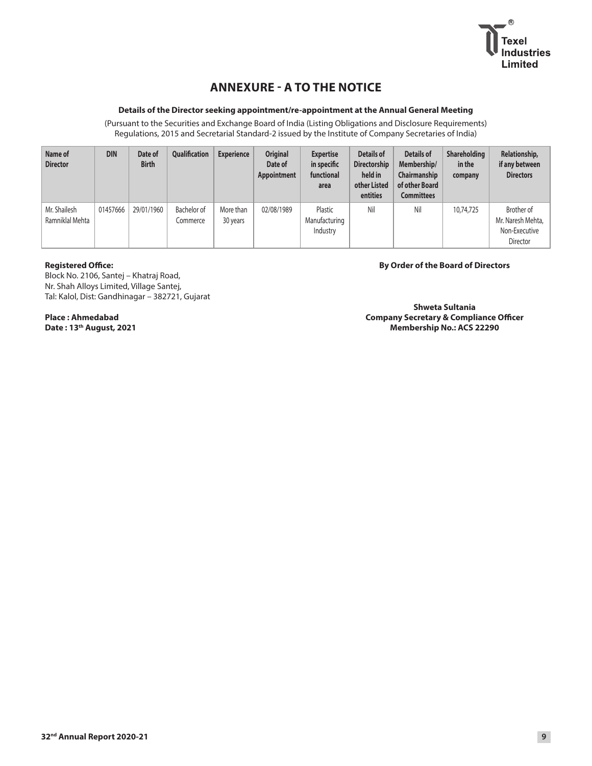# ANNEXURE - A TO THE NOTICE

**Details of the Director seeking appointment/re-appointment at the Annual General Meeting**

(Pursuant to the Securities and Exchange Board of India (Listing Obligations and Disclosure Requirements) Regulations, 2015 and Secretarial Standard-2 issued by the Institute of Company Secretaries of India)

| Name of Director | DIN | Date of Birth | Qualification | Experience | Original Date of Appointment | Expertise in specific functional area | Details of Directorship held in other Listed entities | Details of Membership/ Chairmanship of other Board Committees | Shareholding in the company | Relationship, if any between Directors |
|---|---|---|---|---|---|---|---|---|---|---|
| Mr. Shailesh Ramniklal Mehta | 01457666 | 29/01/1960 | Bachelor of Commerce | More than 30 years | 02/08/1989 | Plastic Manufacturing Industry | Nil | Nil | 10,74,725 | Brother of Mr. Naresh Mehta, Non-Executive Director |

**Registered Office:**
Block No. 2106, Santej – Khatraj Road,
Nr. Shah Alloys Limited, Village Santej,
Tal: Kalol, Dist: Gandhinagar – 382721, Gujarat

**Place : Ahmedabad**
**Date : 13th August, 2021**

**By Order of the Board of Directors**

**Shweta Sultania**
**Company Secretary & Compliance Officer**
**Membership No.: ACS 22290**